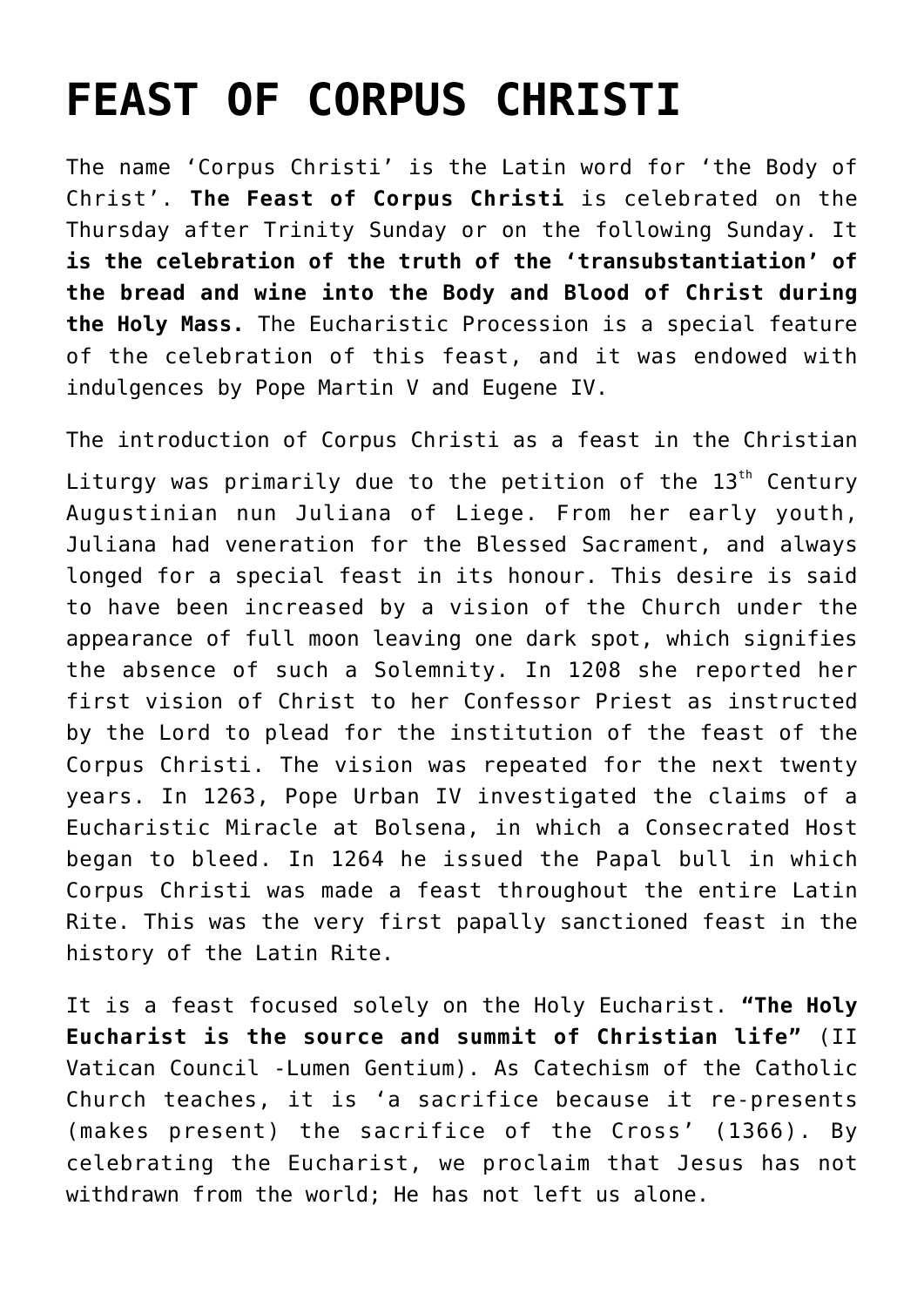# FEAST OF CORPUS CHRISTI

The name 'Corpus Christi' is the Latin word for 'the Body of Christ'. **The Feast of Corpus Christi** is celebrated on the Thursday after Trinity Sunday or on the following Sunday. It **is the celebration of the truth of the 'transubstantiation' of the bread and wine into the Body and Blood of Christ during the Holy Mass.** The Eucharistic Procession is a special feature of the celebration of this feast, and it was endowed with indulgences by Pope Martin V and Eugene IV.

The introduction of Corpus Christi as a feast in the Christian Liturgy was primarily due to the petition of the 13th Century Augustinian nun Juliana of Liege. From her early youth, Juliana had veneration for the Blessed Sacrament, and always longed for a special feast in its honour. This desire is said to have been increased by a vision of the Church under the appearance of full moon leaving one dark spot, which signifies the absence of such a Solemnity. In 1208 she reported her first vision of Christ to her Confessor Priest as instructed by the Lord to plead for the institution of the feast of the Corpus Christi. The vision was repeated for the next twenty years. In 1263, Pope Urban IV investigated the claims of a Eucharistic Miracle at Bolsena, in which a Consecrated Host began to bleed. In 1264 he issued the Papal bull in which Corpus Christi was made a feast throughout the entire Latin Rite. This was the very first papally sanctioned feast in the history of the Latin Rite.

It is a feast focused solely on the Holy Eucharist. **"The Holy Eucharist is the source and summit of Christian life"** (II Vatican Council -Lumen Gentium). As Catechism of the Catholic Church teaches, it is 'a sacrifice because it re-presents (makes present) the sacrifice of the Cross' (1366). By celebrating the Eucharist, we proclaim that Jesus has not withdrawn from the world; He has not left us alone.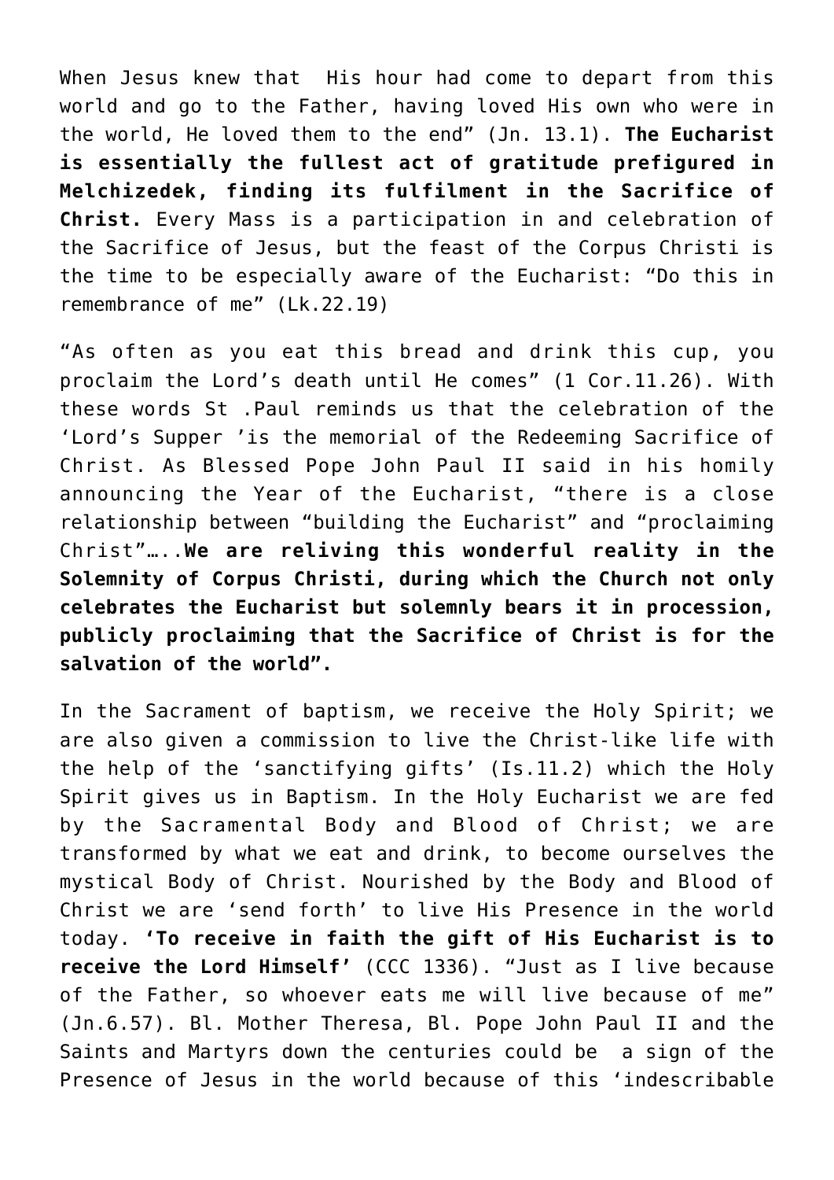When Jesus knew that His hour had come to depart from this world and go to the Father, having loved His own who were in the world, He loved them to the end" (Jn. 13.1). **The Eucharist is essentially the fullest act of gratitude prefigured in Melchizedek, finding its fulfilment in the Sacrifice of Christ.** Every Mass is a participation in and celebration of the Sacrifice of Jesus, but the feast of the Corpus Christi is the time to be especially aware of the Eucharist: "Do this in remembrance of me" (Lk.22.19)

"As often as you eat this bread and drink this cup, you proclaim the Lord's death until He comes" (1 Cor.11.26). With these words St .Paul reminds us that the celebration of the 'Lord's Supper 'is the memorial of the Redeeming Sacrifice of Christ. As Blessed Pope John Paul II said in his homily announcing the Year of the Eucharist, "there is a close relationship between "building the Eucharist" and "proclaiming Christ"…..**We are reliving this wonderful reality in the Solemnity of Corpus Christi, during which the Church not only celebrates the Eucharist but solemnly bears it in procession, publicly proclaiming that the Sacrifice of Christ is for the salvation of the world".**

In the Sacrament of baptism, we receive the Holy Spirit; we are also given a commission to live the Christ-like life with the help of the 'sanctifying gifts' (Is.11.2) which the Holy Spirit gives us in Baptism. In the Holy Eucharist we are fed by the Sacramental Body and Blood of Christ; we are transformed by what we eat and drink, to become ourselves the mystical Body of Christ. Nourished by the Body and Blood of Christ we are 'send forth' to live His Presence in the world today. **'To receive in faith the gift of His Eucharist is to receive the Lord Himself'** (CCC 1336). "Just as I live because of the Father, so whoever eats me will live because of me" (Jn.6.57). Bl. Mother Theresa, Bl. Pope John Paul II and the Saints and Martyrs down the centuries could be a sign of the Presence of Jesus in the world because of this 'indescribable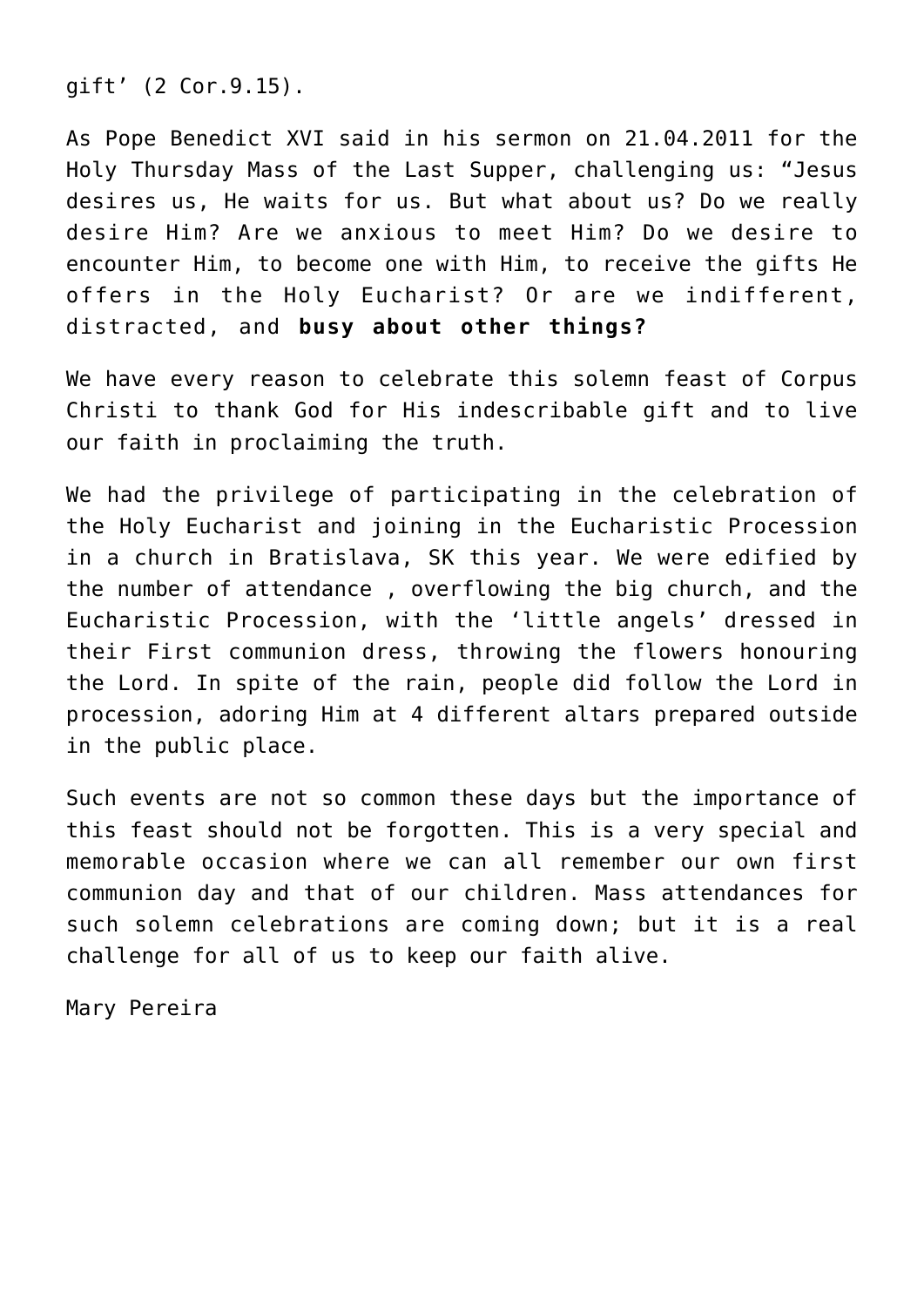gift' (2 Cor.9.15).

As Pope Benedict XVI said in his sermon on 21.04.2011 for the Holy Thursday Mass of the Last Supper, challenging us: "Jesus desires us, He waits for us. But what about us? Do we really desire Him? Are we anxious to meet Him? Do we desire to encounter Him, to become one with Him, to receive the gifts He offers in the Holy Eucharist? Or are we indifferent, distracted, and **busy about other things?**

We have every reason to celebrate this solemn feast of Corpus Christi to thank God for His indescribable gift and to live our faith in proclaiming the truth.

We had the privilege of participating in the celebration of the Holy Eucharist and joining in the Eucharistic Procession in a church in Bratislava, SK this year. We were edified by the number of attendance , overflowing the big church, and the Eucharistic Procession, with the 'little angels' dressed in their First communion dress, throwing the flowers honouring the Lord. In spite of the rain, people did follow the Lord in procession, adoring Him at 4 different altars prepared outside in the public place.

Such events are not so common these days but the importance of this feast should not be forgotten. This is a very special and memorable occasion where we can all remember our own first communion day and that of our children. Mass attendances for such solemn celebrations are coming down; but it is a real challenge for all of us to keep our faith alive.

Mary Pereira